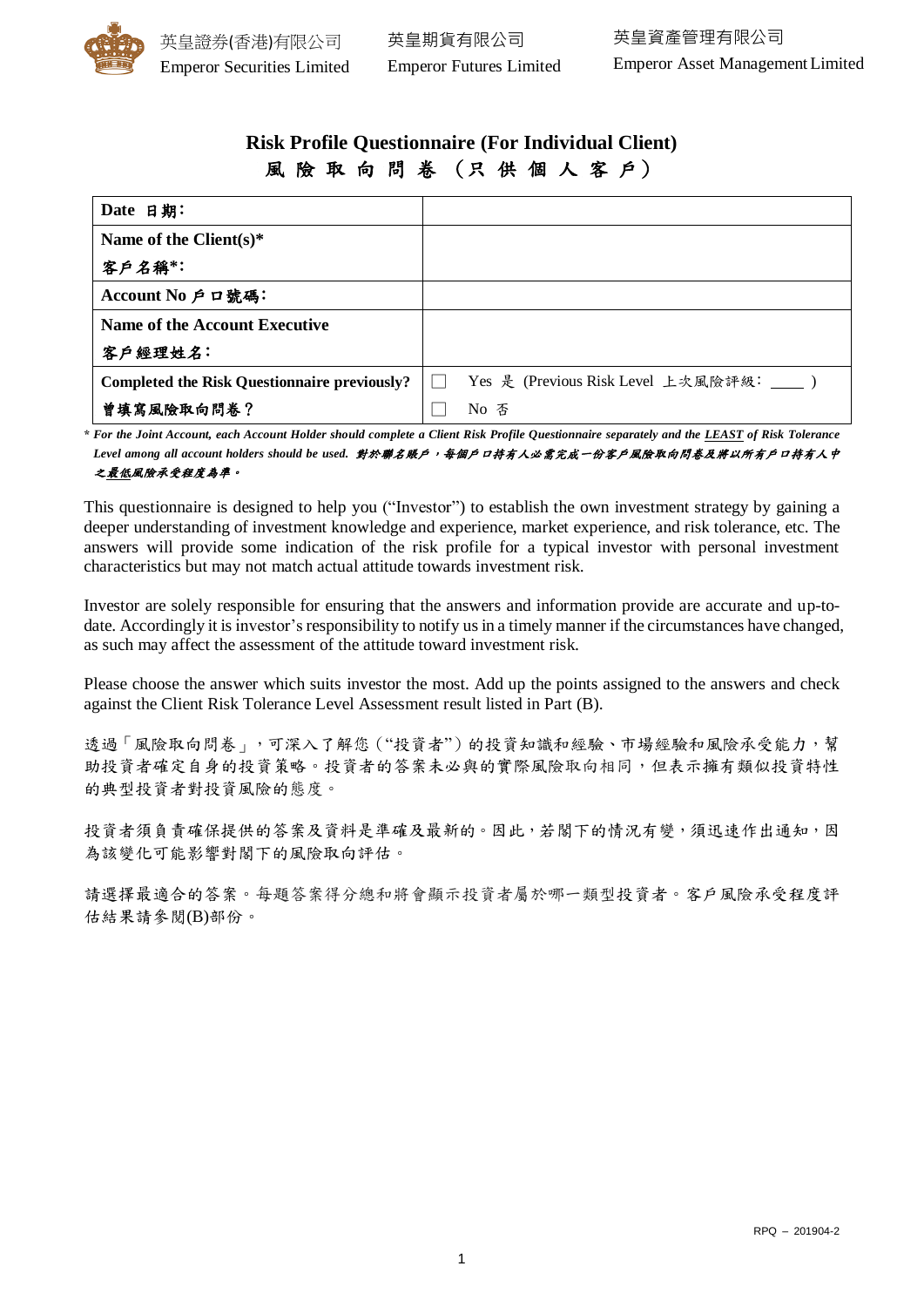英皇證券(香港)有限公司
Emperor Securities Limited

英皇期貨有限公司
Emperor Futures Limited

英皇資產管理有限公司
Emperor Asset Management Limited

# Risk Profile Questionnaire (For Individual Client)
# 風 險 取 向 問 卷 （只 供 個 人 客 戶）

| | |
|---|---|
| **Date 日期:** | |
| **Name of the Client(s)\*** **客戶名稱\*:** | |
| **Account No 戶口號碼:** | |
| **Name of the Account Executive** **客戶經理姓名:** | |
| **Completed the Risk Questionnaire previously?** **曾填寫風險取向問卷？** | ☐ Yes 是 (Previous Risk Level 上次風險評級: ____ )<br>☐ No 否 |

*\* **For the Joint Account, each Account Holder should complete a Client Risk Profile Questionnaire separately and the LEAST of Risk Tolerance Level among all account holders should be used. 對於聯名賬戶，每個戶口持有人必需完成一份客戶風險取向問卷及將以所有戶口持有人中之最低風險承受程度為準。***

This questionnaire is designed to help you ("Investor") to establish the own investment strategy by gaining a deeper understanding of investment knowledge and experience, market experience, and risk tolerance, etc. The answers will provide some indication of the risk profile for a typical investor with personal investment characteristics but may not match actual attitude towards investment risk.

Investor are solely responsible for ensuring that the answers and information provide are accurate and up-to-date. Accordingly it is investor's responsibility to notify us in a timely manner if the circumstances have changed, as such may affect the assessment of the attitude toward investment risk.

Please choose the answer which suits investor the most. Add up the points assigned to the answers and check against the Client Risk Tolerance Level Assessment result listed in Part (B).

透過「風險取向問卷」，可深入了解您（"投資者"）的投資知識和經驗、市場經驗和風險承受能力，幫助投資者確定自身的投資策略。投資者的答案未必與的實際風險取向相同，但表示擁有類似投資特性的典型投資者對投資風險的態度。

投資者須負責確保提供的答案及資料是準確及最新的。因此，若閣下的情況有變，須迅速作出通知，因為該變化可能影響對閣下的風險取向評估。

請選擇最適合的答案。每題答案得分總和將會顯示投資者屬於哪一類型投資者。客戶風險承受程度評估結果請參閱(B)部份。

RPQ – 201904-2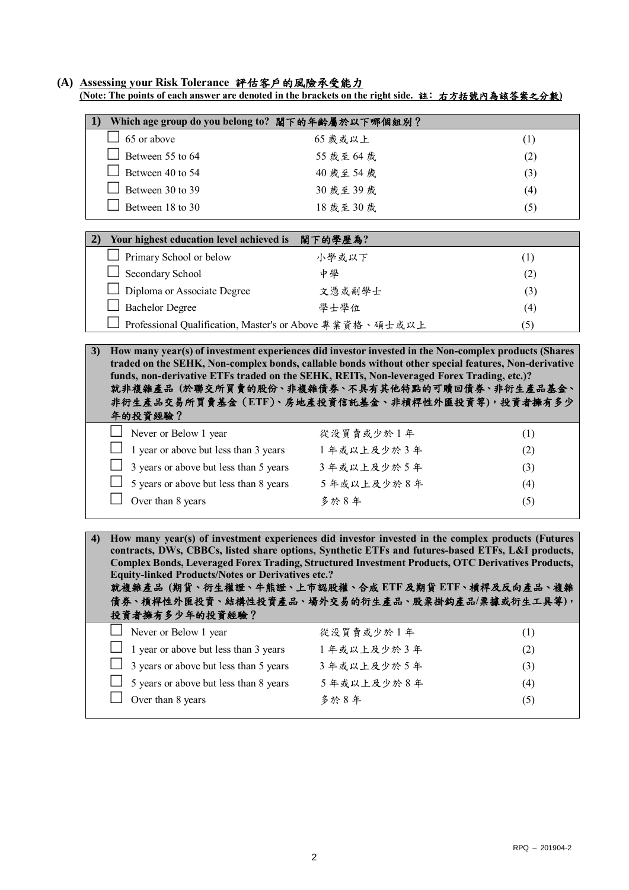## (A) Assessing your Risk Tolerance 評估客戶的風險承受能力

**(Note: The points of each answer are denoted in the brackets on the right side. 註：右方括號內為該答案之分數)**

| **1) Which age group do you belong to? 閣下的年齡屬於以下哪個組別？** | | |
|---|---|---|
| ☐ 65 or above | 65 歲或以上 | (1) |
| ☐ Between 55 to 64 | 55 歲至 64 歲 | (2) |
| ☐ Between 40 to 54 | 40 歲至 54 歲 | (3) |
| ☐ Between 30 to 39 | 30 歲至 39 歲 | (4) |
| ☐ Between 18 to 30 | 18 歲至 30 歲 | (5) |

| **2) Your highest education level achieved is 閣下的學歷為?** | | |
|---|---|---|
| ☐ Primary School or below | 小學或以下 | (1) |
| ☐ Secondary School | 中學 | (2) |
| ☐ Diploma or Associate Degree | 文憑或副學士 | (3) |
| ☐ Bachelor Degree | 學士學位 | (4) |
| ☐ Professional Qualification, Master's or Above | 專業資格、碩士或以上 | (5) |

| **3) How many year(s) of investment experiences did investor invested in the Non-complex products (Shares traded on the SEHK, Non-complex bonds, callable bonds without other special features, Non-derivative funds, non-derivative ETFs traded on the SEHK, REITs, Non-leveraged Forex Trading, etc.)? 就非複雜產品 (於聯交所買賣的股份、非複雜債券、不具有其他特點的可贖回債券、非衍生產品基金、非衍生產品交易所買賣基金（ETF）、房地產投資信託基金、非槓桿性外匯投資等)，投資者擁有多少年的投資經驗？** | | |
|---|---|---|
| ☐ Never or Below 1 year | 從沒買賣或少於 1 年 | (1) |
| ☐ 1 year or above but less than 3 years | 1 年或以上及少於 3 年 | (2) |
| ☐ 3 years or above but less than 5 years | 3 年或以上及少於 5 年 | (3) |
| ☐ 5 years or above but less than 8 years | 5 年或以上及少於 8 年 | (4) |
| ☐ Over than 8 years | 多於 8 年 | (5) |

| **4) How many year(s) of investment experiences did investor invested in the complex products (Futures contracts, DWs, CBBCs, listed share options, Synthetic ETFs and futures-based ETFs, L&I products, Complex Bonds, Leveraged Forex Trading, Structured Investment Products, OTC Derivatives Products, Equity-linked Products/Notes or Derivatives etc.? 就複雜產品 (期貨、衍生權證、牛熊證、上市認股權、合成 ETF 及期貨 ETF、槓桿及反向產品、複雜債券、槓桿性外匯投資產品、結構性投資產品、場外交易的衍生產品、股票掛鈎產品/票據或衍生工具等)，投資者擁有多少年的投資經驗？** | | |
|---|---|---|
| ☐ Never or Below 1 year | 從沒買賣或少於 1 年 | (1) |
| ☐ 1 year or above but less than 3 years | 1 年或以上及少於 3 年 | (2) |
| ☐ 3 years or above but less than 5 years | 3 年或以上及少於 5 年 | (3) |
| ☐ 5 years or above but less than 8 years | 5 年或以上及少於 8 年 | (4) |
| ☐ Over than 8 years | 多於 8 年 | (5) |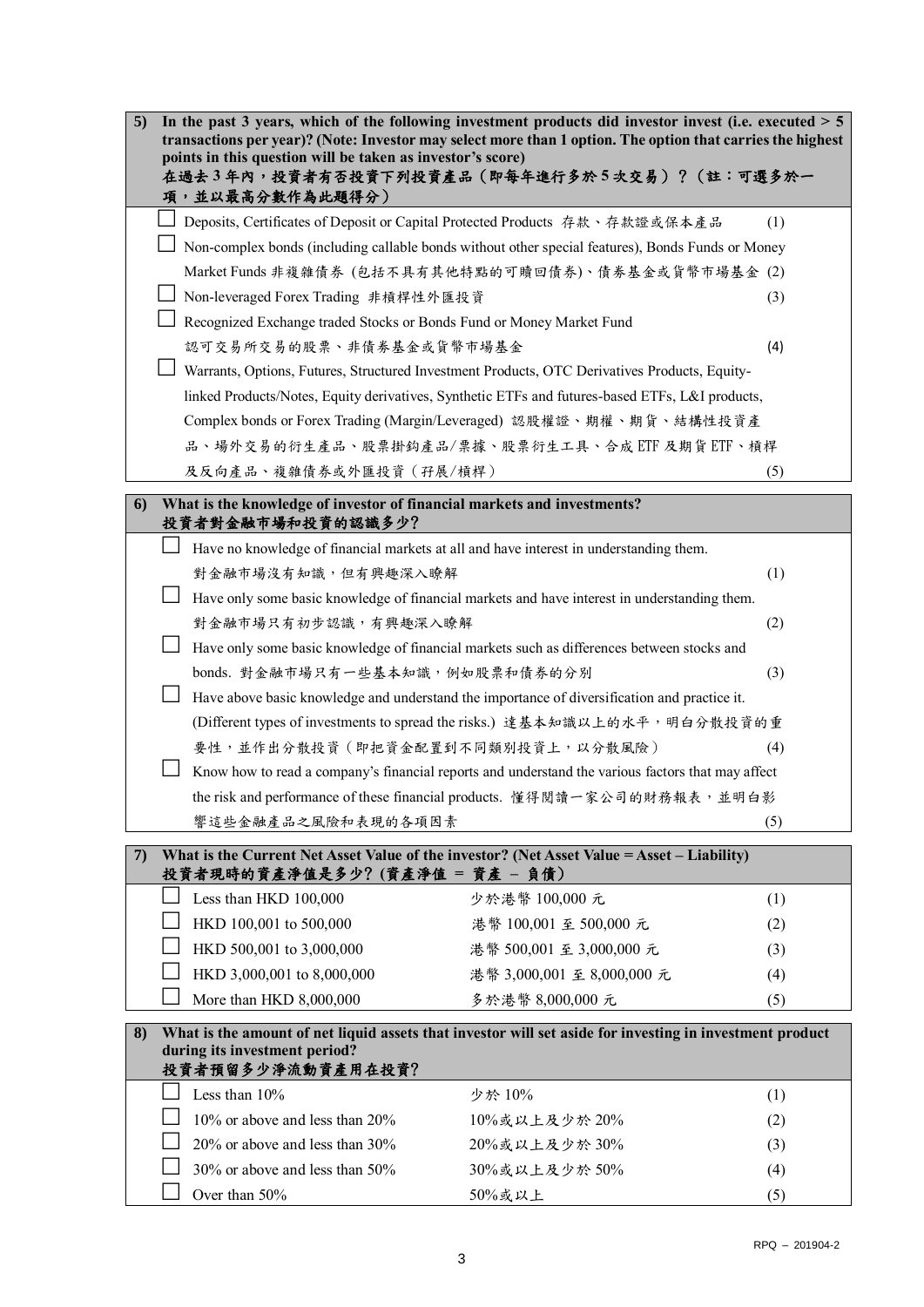**5) In the past 3 years, which of the following investment products did investor invest (i.e. executed > 5 transactions per year)? (Note: Investor may select more than 1 option. The option that carries the highest points in this question will be taken as investor's score)**
**在過去3年內，投資者有否投資下列投資產品（即每年進行多於5次交易）？（註：可選多於一項，並以最高分數作為此題得分）**

- ☐ Deposits, Certificates of Deposit or Capital Protected Products 存款、存款證或保本產品 (1)
- ☐ Non-complex bonds (including callable bonds without other special features), Bonds Funds or Money Market Funds 非複雜債券 (包括不具有其他特點的可贖回債券)、債券基金或貨幣市場基金 (2)
- ☐ Non-leveraged Forex Trading 非槓桿性外匯投資 (3)
- ☐ Recognized Exchange traded Stocks or Bonds Fund or Money Market Fund 認可交易所交易的股票、非債券基金或貨幣市場基金 (4)
- ☐ Warrants, Options, Futures, Structured Investment Products, OTC Derivatives Products, Equity-linked Products/Notes, Equity derivatives, Synthetic ETFs and futures-based ETFs, L&I products, Complex bonds or Forex Trading (Margin/Leveraged) 認股權證、期權、期貨、結構性投資產品、場外交易的衍生產品、股票掛鈎產品/票據、股票衍生工具、合成ETF及期貨ETF、槓桿及反向產品、複雜債券或外匯投資（孖展/槓桿） (5)

**6) What is the knowledge of investor of financial markets and investments?**
**投資者對金融市場和投資的認識多少?**

- ☐ Have no knowledge of financial markets at all and have interest in understanding them. 對金融市場沒有知識，但有興趣深入瞭解 (1)
- ☐ Have only some basic knowledge of financial markets and have interest in understanding them. 對金融市場只有初步認識，有興趣深入瞭解 (2)
- ☐ Have only some basic knowledge of financial markets such as differences between stocks and bonds. 對金融市場只有一些基本知識，例如股票和債券的分別 (3)
- ☐ Have above basic knowledge and understand the importance of diversification and practice it. (Different types of investments to spread the risks.) 達基本知識以上的水平，明白分散投資的重要性，並作出分散投資（即把資金配置到不同類別投資上，以分散風險） (4)
- ☐ Know how to read a company's financial reports and understand the various factors that may affect the risk and performance of these financial products. 懂得閱讀一家公司的財務報表，並明白影響這些金融產品之風險和表現的各項因素 (5)

**7) What is the Current Net Asset Value of the investor? (Net Asset Value = Asset – Liability)**
**投資者現時的資產淨值是多少? (資產淨值 = 資產 – 負債)**

| | | | |
|---|---|---|---|
| ☐ | Less than HKD 100,000 | 少於港幣 100,000 元 | (1) |
| ☐ | HKD 100,001 to 500,000 | 港幣 100,001 至 500,000 元 | (2) |
| ☐ | HKD 500,001 to 3,000,000 | 港幣 500,001 至 3,000,000 元 | (3) |
| ☐ | HKD 3,000,001 to 8,000,000 | 港幣 3,000,001 至 8,000,000 元 | (4) |
| ☐ | More than HKD 8,000,000 | 多於港幣 8,000,000 元 | (5) |

**8) What is the amount of net liquid assets that investor will set aside for investing in investment product during its investment period?**
**投資者預留多少淨流動資產用在投資?**

| | | | |
|---|---|---|---|
| ☐ | Less than 10% | 少於 10% | (1) |
| ☐ | 10% or above and less than 20% | 10%或以上及少於 20% | (2) |
| ☐ | 20% or above and less than 30% | 20%或以上及少於 30% | (3) |
| ☐ | 30% or above and less than 50% | 30%或以上及少於 50% | (4) |
| ☐ | Over than 50% | 50%或以上 | (5) |

RPQ – 201904-2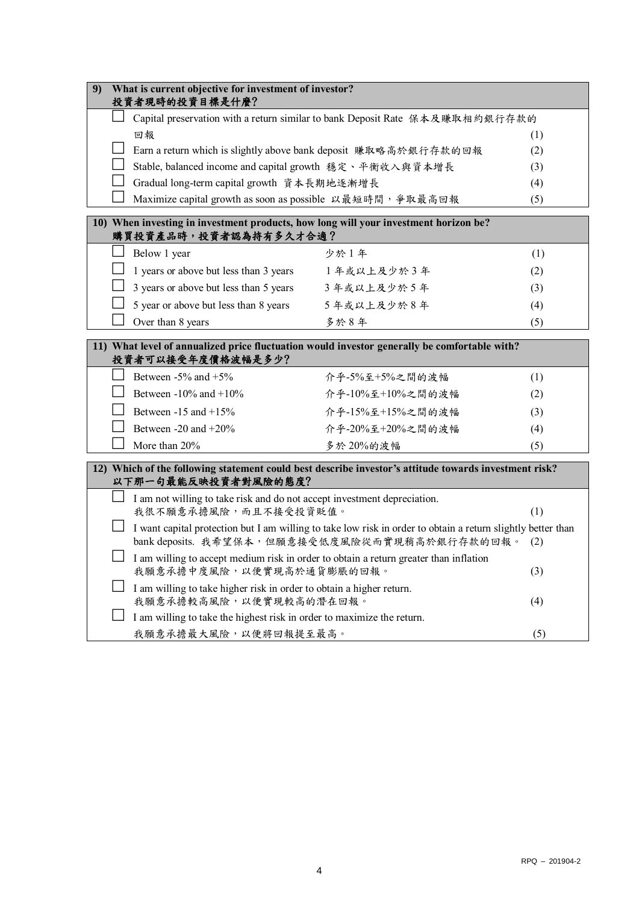**9) What is current objective for investment of investor?**
**投資者現時的投資目標是什麼?**

- ☐ Capital preservation with a return similar to bank Deposit Rate 保本及賺取相約銀行存款的回報 (1)
- ☐ Earn a return which is slightly above bank deposit 賺取略高於銀行存款的回報 (2)
- ☐ Stable, balanced income and capital growth 穩定、平衡收入與資本增長 (3)
- ☐ Gradual long-term capital growth 資本長期地逐漸增長 (4)
- ☐ Maximize capital growth as soon as possible 以最短時間，爭取最高回報 (5)

**10) When investing in investment products, how long will your investment horizon be?**
**購買投資產品時，投資者認為持有多久才合適？**

| | | | |
|---|---|---|---|
| ☐ | Below 1 year | 少於 1 年 | (1) |
| ☐ | 1 years or above but less than 3 years | 1 年或以上及少於 3 年 | (2) |
| ☐ | 3 years or above but less than 5 years | 3 年或以上及少於 5 年 | (3) |
| ☐ | 5 year or above but less than 8 years | 5 年或以上及少於 8 年 | (4) |
| ☐ | Over than 8 years | 多於 8 年 | (5) |

**11) What level of annualized price fluctuation would investor generally be comfortable with?**
**投資者可以接受年度價格波幅是多少?**

| | | | |
|---|---|---|---|
| ☐ | Between -5% and +5% | 介乎-5%至+5%之間的波幅 | (1) |
| ☐ | Between -10% and +10% | 介乎-10%至+10%之間的波幅 | (2) |
| ☐ | Between -15 and +15% | 介乎-15%至+15%之間的波幅 | (3) |
| ☐ | Between -20 and +20% | 介乎-20%至+20%之間的波幅 | (4) |
| ☐ | More than 20% | 多於 20%的波幅 | (5) |

**12) Which of the following statement could best describe investor's attitude towards investment risk?**
**以下那一句最能反映投資者對風險的態度?**

- ☐ I am not willing to take risk and do not accept investment depreciation.
  我很不願意承擔風險，而且不接受投資貶值。 (1)
- ☐ I want capital protection but I am willing to take low risk in order to obtain a return slightly better than bank deposits. 我希望保本，但願意接受低度風險從而實現稍高於銀行存款的回報。 (2)
- ☐ I am willing to accept medium risk in order to obtain a return greater than inflation
  我願意承擔中度風險，以便實現高於通貨膨脹的回報。 (3)
- ☐ I am willing to take higher risk in order to obtain a higher return.
  我願意承擔較高風險，以便實現較高的潛在回報。 (4)
- ☐ I am willing to take the highest risk in order to maximize the return.
  我願意承擔最大風險，以便將回報提至最高。 (5)

RPQ – 201904-2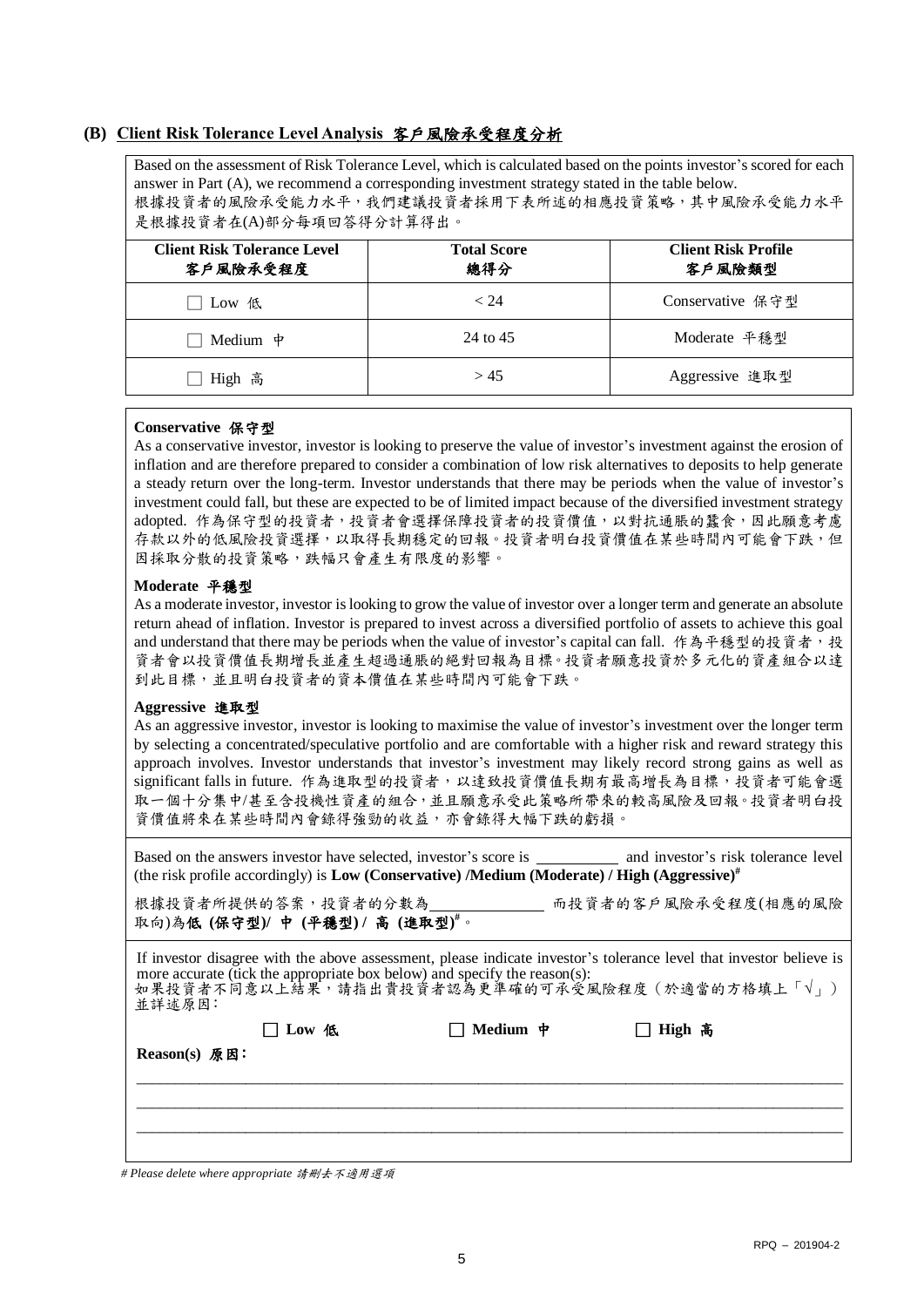## (B) Client Risk Tolerance Level Analysis 客戶風險承受程度分析

Based on the assessment of Risk Tolerance Level, which is calculated based on the points investor's scored for each answer in Part (A), we recommend a corresponding investment strategy stated in the table below.
根據投資者的風險承受能力水平，我們建議投資者採用下表所述的相應投資策略，其中風險承受能力水平是根據投資者在(A)部分每項回答得分計算得出。

| Client Risk Tolerance Level 客戶風險承受程度 | Total Score 總得分 | Client Risk Profile 客戶風險類型 |
|---|---|---|
| ☐ Low 低 | < 24 | Conservative 保守型 |
| ☐ Medium 中 | 24 to 45 | Moderate 平穩型 |
| ☐ High 高 | > 45 | Aggressive 進取型 |

**Conservative 保守型**
As a conservative investor, investor is looking to preserve the value of investor's investment against the erosion of inflation and are therefore prepared to consider a combination of low risk alternatives to deposits to help generate a steady return over the long-term. Investor understands that there may be periods when the value of investor's investment could fall, but these are expected to be of limited impact because of the diversified investment strategy adopted. 作為保守型的投資者，投資者會選擇保障投資者的投資價值，以對抗通脹的蠶食，因此願意考慮存款以外的低風險投資選擇，以取得長期穩定的回報。投資者明白投資價值在某些時間內可能會下跌，但因採取分散的投資策略，跌幅只會產生有限度的影響。

**Moderate 平穩型**
As a moderate investor, investor is looking to grow the value of investor over a longer term and generate an absolute return ahead of inflation. Investor is prepared to invest across a diversified portfolio of assets to achieve this goal and understand that there may be periods when the value of investor's capital can fall. 作為平穩型的投資者，投資者會以投資價值長期增長並產生超過通脹的絕對回報為目標。投資者願意投資於多元化的資產組合以達到此目標，並且明白投資者的資本價值在某些時間內可能會下跌。

**Aggressive 進取型**
As an aggressive investor, investor is looking to maximise the value of investor's investment over the longer term by selecting a concentrated/speculative portfolio and are comfortable with a higher risk and reward strategy this approach involves. Investor understands that investor's investment may likely record strong gains as well as significant falls in future. 作為進取型的投資者，以達致投資價值長期有最高增長為目標，投資者可能會選取一個十分集中/甚至含投機性資產的組合，並且願意承受此策略所帶來的較高風險及回報。投資者明白投資價值將來在某些時間內會錄得強勁的收益，亦會錄得大幅下跌的虧損。

Based on the answers investor have selected, investor's score is __________ and investor's risk tolerance level (the risk profile accordingly) is **Low (Conservative) /Medium (Moderate) / High (Aggressive)**#

根據投資者所提供的答案，投資者的分數為______________ 而投資者的客戶風險承受程度(相應的風險取向)為**低 (保守型)/ 中 (平穩型) / 高 (進取型)**#。

If investor disagree with the above assessment, please indicate investor's tolerance level that investor believe is more accurate (tick the appropriate box below) and specify the reason(s):
如果投資者不同意以上結果，請指出貴投資者認為更準確的可承受風險程度（於適當的方格填上「√」）並詳述原因:

☐ **Low 低**　　☐ **Medium 中**　　☐ **High 高**

**Reason(s) 原因:**

______________________________________________________________________

______________________________________________________________________

______________________________________________________________________

*# Please delete where appropriate 請刪去不適用選項*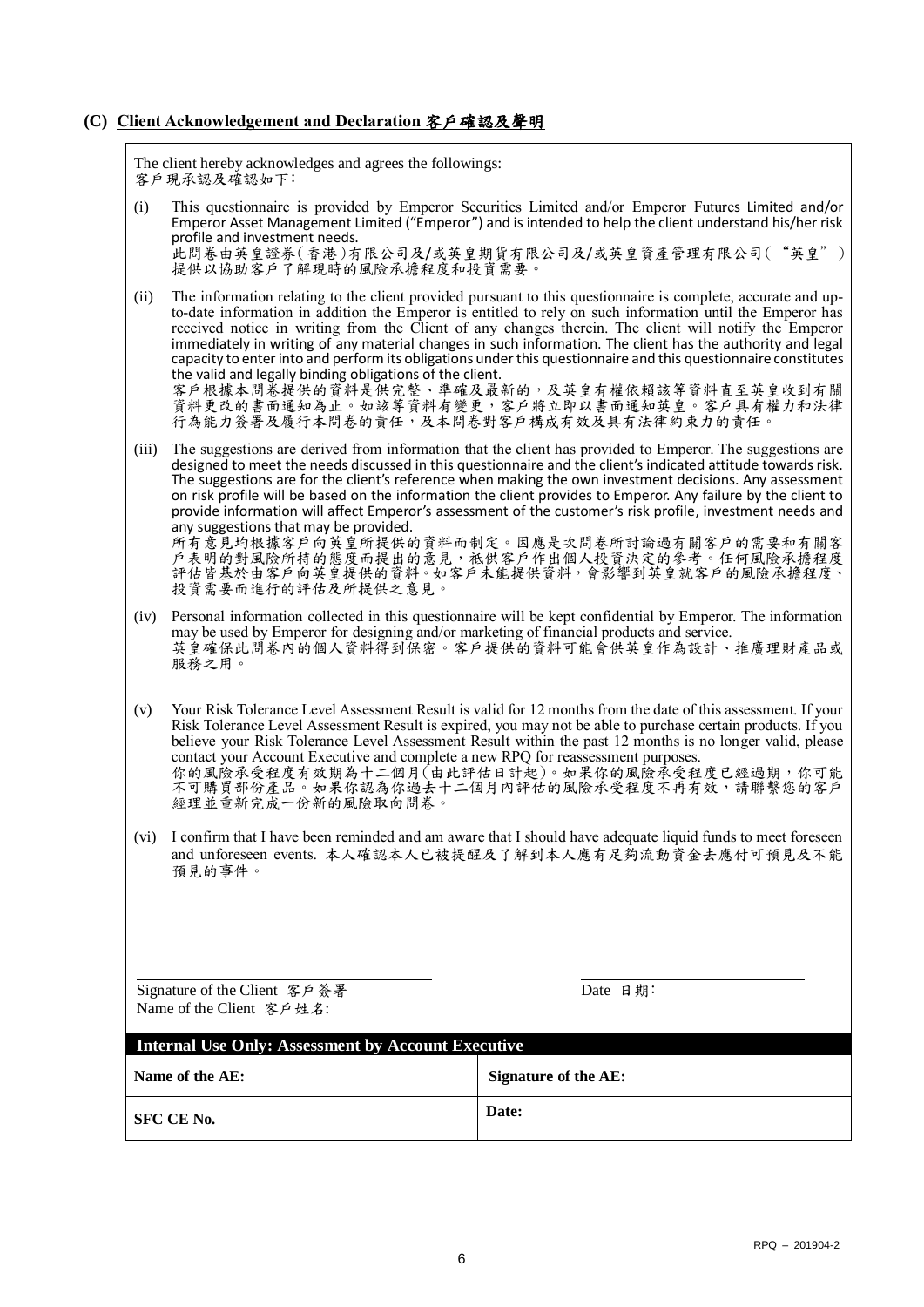## (C) Client Acknowledgement and Declaration 客戶確認及聲明

The client hereby acknowledges and agrees the followings:
客戶現承認及確認如下：

(i) This questionnaire is provided by Emperor Securities Limited and/or Emperor Futures Limited and/or Emperor Asset Management Limited ("Emperor") and is intended to help the client understand his/her risk profile and investment needs.
此問卷由英皇證券(香港)有限公司及/或英皇期貨有限公司及/或英皇資產管理有限公司( "英皇" )提供以協助客戶了解現時的風險承擔程度和投資需要。

(ii) The information relating to the client provided pursuant to this questionnaire is complete, accurate and up-to-date information in addition the Emperor is entitled to rely on such information until the Emperor has received notice in writing from the Client of any changes therein. The client will notify the Emperor immediately in writing of any material changes in such information. The client has the authority and legal capacity to enter into and perform its obligations under this questionnaire and this questionnaire constitutes the valid and legally binding obligations of the client.
客戶根據本問卷提供的資料是供完整、準確及最新的，及英皇有權依賴該等資料直至英皇收到有關資料更改的書面通知為止。如該等資料有變更，客戶將立即以書面通知英皇。客戶具有權力和法律行為能力簽署及履行本問卷的責任，及本問卷對客戶構成有效及具有法律約束力的責任。

(iii) The suggestions are derived from information that the client has provided to Emperor. The suggestions are designed to meet the needs discussed in this questionnaire and the client's indicated attitude towards risk. The suggestions are for the client's reference when making the own investment decisions. Any assessment on risk profile will be based on the information the client provides to Emperor. Any failure by the client to provide information will affect Emperor's assessment of the customer's risk profile, investment needs and any suggestions that may be provided.
所有意見均根據客戶向英皇所提供的資料而制定。因應是次問卷所討論過有關客戶的需要和有關客戶表明的對風險所持的態度而提出的意見，祇供客戶作出個人投資決定的參考。任何風險承擔程度評估皆基於由客戶向英皇提供的資料。如客戶未能提供資料，會影響到英皇就客戶的風險承擔程度、投資需要而進行的評估及所提供之意見。

(iv) Personal information collected in this questionnaire will be kept confidential by Emperor. The information may be used by Emperor for designing and/or marketing of financial products and service.
英皇確保此問卷內的個人資料得到保密。客戶提供的資料可能會供英皇作為設計、推廣理財產品或服務之用。

(v) Your Risk Tolerance Level Assessment Result is valid for 12 months from the date of this assessment. If your Risk Tolerance Level Assessment Result is expired, you may not be able to purchase certain products. If you believe your Risk Tolerance Level Assessment Result within the past 12 months is no longer valid, please contact your Account Executive and complete a new RPQ for reassessment purposes.
你的風險承受程度有效期為十二個月(由此評估日計起)。如果你的風險承受程度已經過期，你可能不可購買部份產品。如果你認為你過去十二個月內評估的風險承受程度不再有效，請聯繫您的客戶經理並重新完成一份新的風險取向問卷。

(vi) I confirm that I have been reminded and am aware that I should have adequate liquid funds to meet foreseen and unforeseen events. 本人確認本人已被提醒及了解到本人應有足夠流動資金去應付可預見及不能預見的事件。

Signature of the Client 客戶簽署 ____________________　　　　Date 日期: ____________________

Name of the Client 客戶姓名:

**Internal Use Only: Assessment by Account Executive**

| | |
|---|---|
| **Name of the AE:** | **Signature of the AE:** |
| **SFC CE No.** | **Date:** |

RPQ – 201904-2